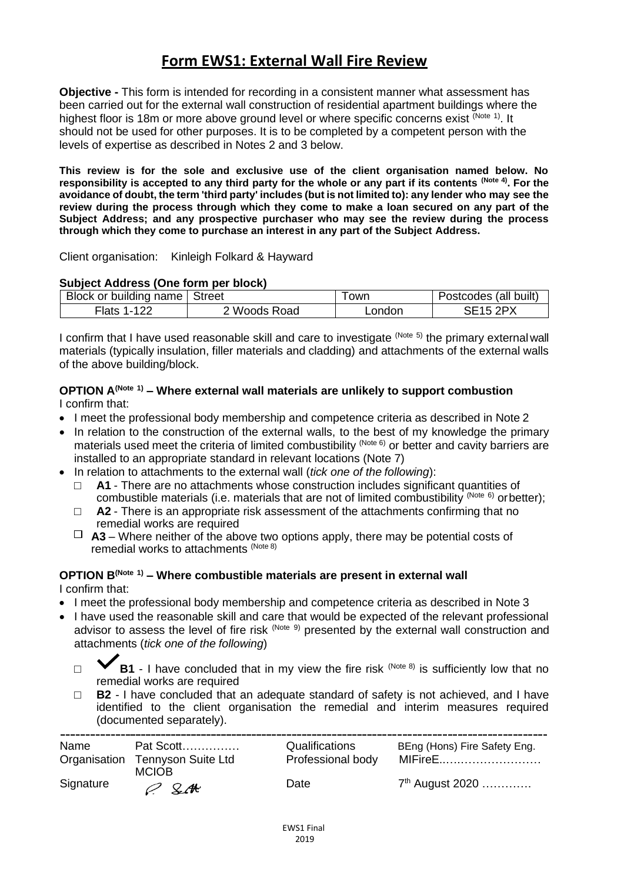# Form EWS1: External Wall Fire Review

**Objective -** This form is intended for recording in a consistent manner what assessment has been carried out for the external wall construction of residential apartment buildings where the highest floor is 18m or more above ground level or where specific concerns exist (Note 1). It should not be used for other purposes. It is to be completed by a competent person with the levels of expertise as described in Notes 2 and 3 below.

**This review is for the sole and exclusive use of the client organisation named below. No responsibility is accepted to any third party for the whole or any part if its contents (Note 4). For the avoidance of doubt, the term 'third party' includes (but is not limited to): any lender who may see the review during the process through which they come to make a loan secured on any part of the Subject Address; and any prospective purchaser who may see the review during the process through which they come to purchase an interest in any part of the Subject Address.**

Client organisation: Kinleigh Folkard & Hayward

**Subject Address (One form per block)**

| Block or building name | Street | Town | Postcodes (all built) |
|---|---|---|---|
| Flats 1-122 | 2 Woods Road | London | SE15 2PX |

I confirm that I have used reasonable skill and care to investigate (Note 5) the primary external wall materials (typically insulation, filler materials and cladding) and attachments of the external walls of the above building/block.

**OPTION A(Note 1) – Where external wall materials are unlikely to support combustion**

I confirm that:

- I meet the professional body membership and competence criteria as described in Note 2
- In relation to the construction of the external walls, to the best of my knowledge the primary materials used meet the criteria of limited combustibility (Note 6) or better and cavity barriers are installed to an appropriate standard in relevant locations (Note 7)
- In relation to attachments to the external wall (*tick one of the following*):
  - ☐ **A1** - There are no attachments whose construction includes significant quantities of combustible materials (i.e. materials that are not of limited combustibility (Note 6) or better);
  - ☐ **A2** - There is an appropriate risk assessment of the attachments confirming that no remedial works are required
  - ☐ **A3** – Where neither of the above two options apply, there may be potential costs of remedial works to attachments (Note 8)

**OPTION B(Note 1) – Where combustible materials are present in external wall**

I confirm that:

- I meet the professional body membership and competence criteria as described in Note 3
- I have used the reasonable skill and care that would be expected of the relevant professional advisor to assess the level of fire risk (Note 9) presented by the external wall construction and attachments (*tick one of the following*)
  - ☑ **B1** - I have concluded that in my view the fire risk (Note 8) is sufficiently low that no remedial works are required
  - ☐ **B2** - I have concluded that an adequate standard of safety is not achieved, and I have identified to the client organisation the remedial and interim measures required (documented separately).

---

| | | | |
|---|---|---|---|
| Name | Pat Scott…………… | Qualifications | BEng (Hons) Fire Safety Eng. |
| Organisation | Tennyson Suite Ltd MCIOB | Professional body | MIFireE.……………………… |
| Signature | P Scott | Date | 7th August 2020 …………. |

EWS1 Final 2019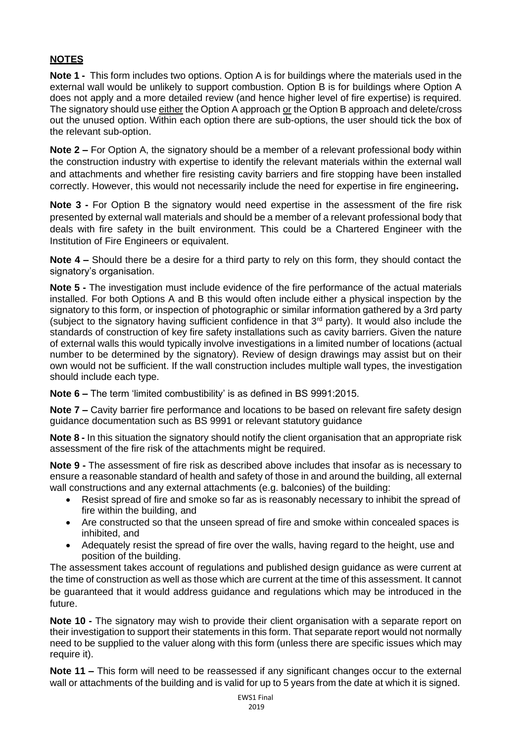## NOTES

**Note 1 -** This form includes two options. Option A is for buildings where the materials used in the external wall would be unlikely to support combustion. Option B is for buildings where Option A does not apply and a more detailed review (and hence higher level of fire expertise) is required. The signatory should use either the Option A approach or the Option B approach and delete/cross out the unused option. Within each option there are sub-options, the user should tick the box of the relevant sub-option.

**Note 2 –** For Option A, the signatory should be a member of a relevant professional body within the construction industry with expertise to identify the relevant materials within the external wall and attachments and whether fire resisting cavity barriers and fire stopping have been installed correctly. However, this would not necessarily include the need for expertise in fire engineering**.**

**Note 3 -** For Option B the signatory would need expertise in the assessment of the fire risk presented by external wall materials and should be a member of a relevant professional body that deals with fire safety in the built environment. This could be a Chartered Engineer with the Institution of Fire Engineers or equivalent.

**Note 4 –** Should there be a desire for a third party to rely on this form, they should contact the signatory's organisation.

**Note 5 -** The investigation must include evidence of the fire performance of the actual materials installed. For both Options A and B this would often include either a physical inspection by the signatory to this form, or inspection of photographic or similar information gathered by a 3rd party (subject to the signatory having sufficient confidence in that 3rd party). It would also include the standards of construction of key fire safety installations such as cavity barriers. Given the nature of external walls this would typically involve investigations in a limited number of locations (actual number to be determined by the signatory). Review of design drawings may assist but on their own would not be sufficient. If the wall construction includes multiple wall types, the investigation should include each type.

**Note 6 –** The term 'limited combustibility' is as defined in BS 9991:2015.

**Note 7 –** Cavity barrier fire performance and locations to be based on relevant fire safety design guidance documentation such as BS 9991 or relevant statutory guidance

**Note 8 -** In this situation the signatory should notify the client organisation that an appropriate risk assessment of the fire risk of the attachments might be required.

**Note 9 -** The assessment of fire risk as described above includes that insofar as is necessary to ensure a reasonable standard of health and safety of those in and around the building, all external wall constructions and any external attachments (e.g. balconies) of the building:

- Resist spread of fire and smoke so far as is reasonably necessary to inhibit the spread of fire within the building, and
- Are constructed so that the unseen spread of fire and smoke within concealed spaces is inhibited, and
- Adequately resist the spread of fire over the walls, having regard to the height, use and position of the building.

The assessment takes account of regulations and published design guidance as were current at the time of construction as well as those which are current at the time of this assessment. It cannot be guaranteed that it would address guidance and regulations which may be introduced in the future.

**Note 10 -** The signatory may wish to provide their client organisation with a separate report on their investigation to support their statements in this form. That separate report would not normally need to be supplied to the valuer along with this form (unless there are specific issues which may require it).

**Note 11 –** This form will need to be reassessed if any significant changes occur to the external wall or attachments of the building and is valid for up to 5 years from the date at which it is signed.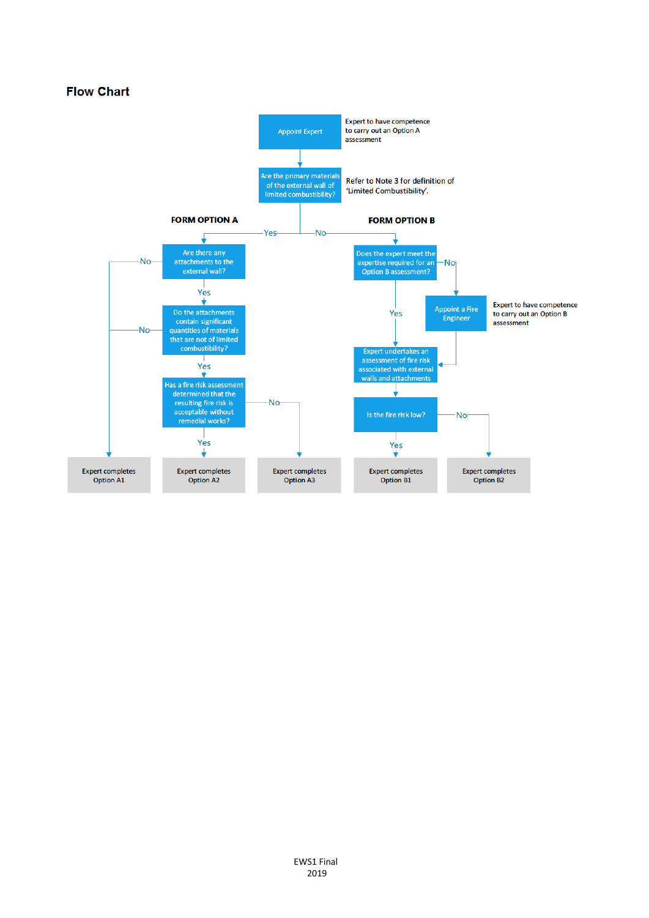## Flow Chart

Appoint Expert

Expert to have competence to carry out an Option A assessment

Are the primary materials of the external wall of limited combustibility?

Refer to Note 3 for definition of 'Limited Combustibility'.

FORM OPTION A

FORM OPTION B

Yes

No

Are there any attachments to the external wall?

No

Yes

Do the attachments contain significant quantities of materials that are not of limited combustibility?

No

Yes

Has a fire risk assessment determined that the resulting fire risk is acceptable without remedial works?

No

Yes

Does the expert meet the expertise required for an Option B assessment?

No

Appoint a Fire Engineer

Expert to have competence to carry out an Option B assessment

Yes

Expert undertakes an assessment of fire risk associated with external walls and attachments

Is the fire risk low?

No

Yes

Expert completes Option A1

Expert completes Option A2

Expert completes Option A3

Expert completes Option B1

Expert completes Option B2

EWS1 Final
2019